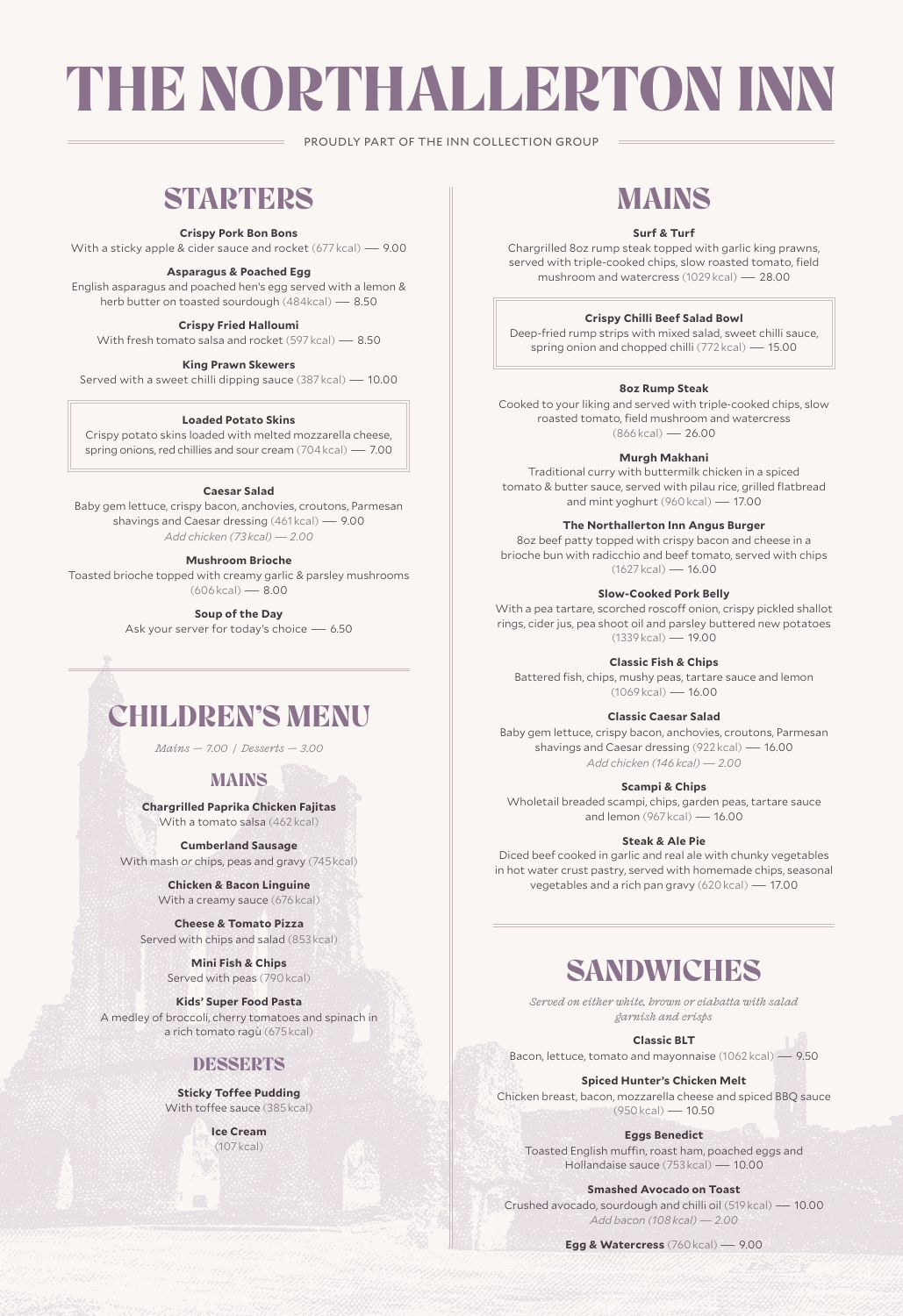# THE NORTHALLERTON INN

PROUDLY PART OF THE INN COLLECTION GROUP

## STARTERS

**Crispy Pork Bon Bons**
With a sticky apple & cider sauce and rocket (677 kcal) — 9.00

**Asparagus & Poached Egg**
English asparagus and poached hen's egg served with a lemon & herb butter on toasted sourdough (484kcal) — 8.50

**Crispy Fried Halloumi**
With fresh tomato salsa and rocket (597 kcal) — 8.50

**King Prawn Skewers**
Served with a sweet chilli dipping sauce (387 kcal) — 10.00

**Loaded Potato Skins**
Crispy potato skins loaded with melted mozzarella cheese, spring onions, red chillies and sour cream (704 kcal) — 7.00

**Caesar Salad**
Baby gem lettuce, crispy bacon, anchovies, croutons, Parmesan shavings and Caesar dressing (461 kcal) — 9.00
*Add chicken (73 kcal) — 2.00*

**Mushroom Brioche**
Toasted brioche topped with creamy garlic & parsley mushrooms (606 kcal) — 8.00

**Soup of the Day**
Ask your server for today's choice — 6.50

## CHILDREN'S MENU

*Mains — 7.00 / Desserts — 3.00*

### MAINS

**Chargrilled Paprika Chicken Fajitas**
With a tomato salsa (462 kcal)

**Cumberland Sausage**
With mash *or* chips, peas and gravy (745 kcal)

**Chicken & Bacon Linguine**
With a creamy sauce (676 kcal)

**Cheese & Tomato Pizza**
Served with chips and salad (853 kcal)

**Mini Fish & Chips**
Served with peas (790 kcal)

**Kids' Super Food Pasta**
A medley of broccoli, cherry tomatoes and spinach in a rich tomato ragù (675 kcal)

### DESSERTS

**Sticky Toffee Pudding**
With toffee sauce (385 kcal)

**Ice Cream**
(107 kcal)

## MAINS

**Surf & Turf**
Chargrilled 8oz rump steak topped with garlic king prawns, served with triple-cooked chips, slow roasted tomato, field mushroom and watercress (1029 kcal) — 28.00

**Crispy Chilli Beef Salad Bowl**
Deep-fried rump strips with mixed salad, sweet chilli sauce, spring onion and chopped chilli (772 kcal) — 15.00

**8oz Rump Steak**
Cooked to your liking and served with triple-cooked chips, slow roasted tomato, field mushroom and watercress (866 kcal) — 26.00

**Murgh Makhani**
Traditional curry with buttermilk chicken in a spiced tomato & butter sauce, served with pilau rice, grilled flatbread and mint yoghurt (960 kcal) — 17.00

**The Northallerton Inn Angus Burger**
8oz beef patty topped with crispy bacon and cheese in a brioche bun with radicchio and beef tomato, served with chips (1627 kcal) — 16.00

**Slow-Cooked Pork Belly**
With a pea tartare, scorched roscoff onion, crispy pickled shallot rings, cider jus, pea shoot oil and parsley buttered new potatoes (1339 kcal) — 19.00

**Classic Fish & Chips**
Battered fish, chips, mushy peas, tartare sauce and lemon (1069 kcal) — 16.00

**Classic Caesar Salad**
Baby gem lettuce, crispy bacon, anchovies, croutons, Parmesan shavings and Caesar dressing (922 kcal) — 16.00
*Add chicken (146 kcal) — 2.00*

**Scampi & Chips**
Wholetail breaded scampi, chips, garden peas, tartare sauce and lemon (967 kcal) — 16.00

**Steak & Ale Pie**
Diced beef cooked in garlic and real ale with chunky vegetables in hot water crust pastry, served with homemade chips, seasonal vegetables and a rich pan gravy (620 kcal) — 17.00

## SANDWICHES

*Served on either white, brown or ciabatta with salad garnish and crisps*

**Classic BLT**
Bacon, lettuce, tomato and mayonnaise (1062 kcal) — 9.50

**Spiced Hunter's Chicken Melt**
Chicken breast, bacon, mozzarella cheese and spiced BBQ sauce (950 kcal) — 10.50

**Eggs Benedict**
Toasted English muffin, roast ham, poached eggs and Hollandaise sauce (753 kcal) — 10.00

**Smashed Avocado on Toast**
Crushed avocado, sourdough and chilli oil (519 kcal) — 10.00
*Add bacon (108 kcal) — 2.00*

**Egg & Watercress** (760 kcal) — 9.00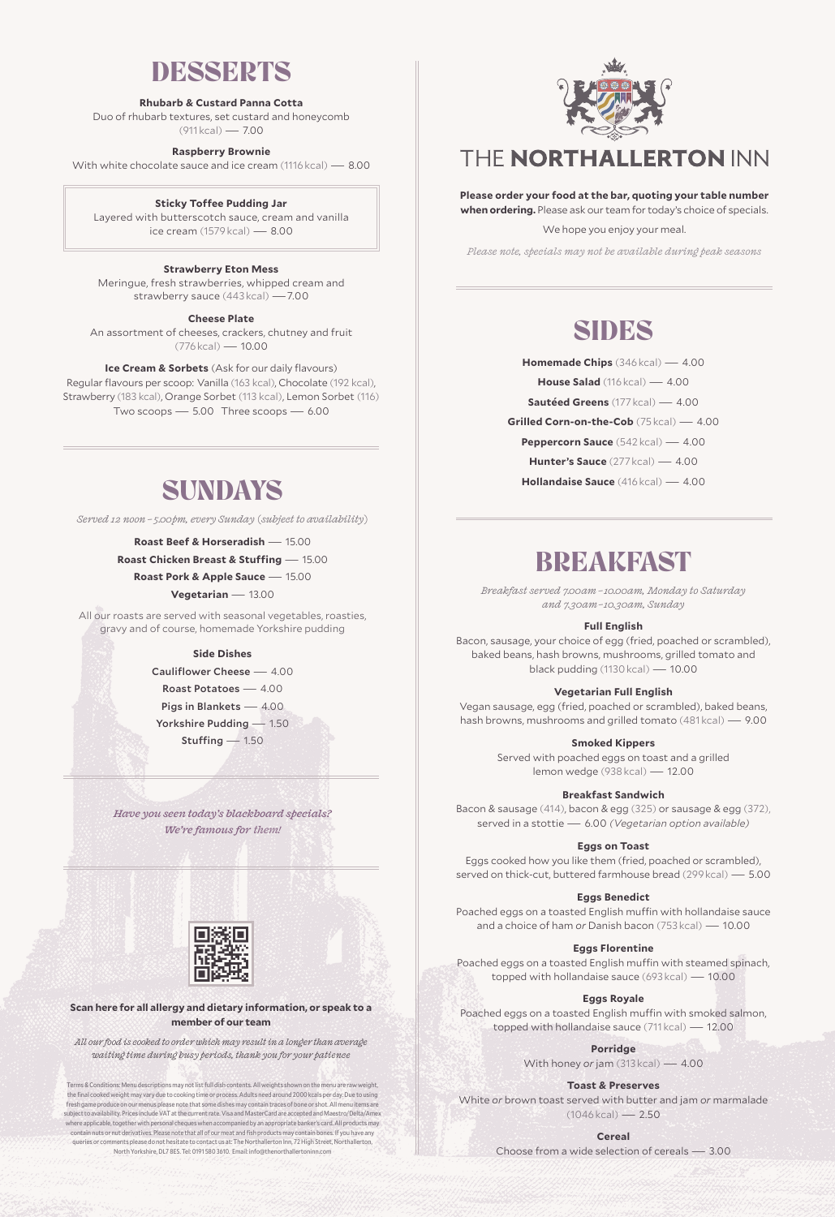# DESSERTS

**Rhubarb & Custard Panna Cotta**
Duo of rhubarb textures, set custard and honeycomb
(911 kcal) — 7.00

**Raspberry Brownie**
With white chocolate sauce and ice cream (1116 kcal) — 8.00

**Sticky Toffee Pudding Jar**
Layered with butterscotch sauce, cream and vanilla ice cream (1579 kcal) — 8.00

**Strawberry Eton Mess**
Meringue, fresh strawberries, whipped cream and strawberry sauce (443 kcal) — 7.00

**Cheese Plate**
An assortment of cheeses, crackers, chutney and fruit
(776 kcal) — 10.00

**Ice Cream & Sorbets** (Ask for our daily flavours)
Regular flavours per scoop: Vanilla (163 kcal), Chocolate (192 kcal), Strawberry (183 kcal), Orange Sorbet (113 kcal), Lemon Sorbet (116)
Two scoops — 5.00 Three scoops — 6.00

# SUNDAYS

*Served 12 noon – 5.00pm, every Sunday (subject to availability)*

**Roast Beef & Horseradish** — 15.00
**Roast Chicken Breast & Stuffing** — 15.00
**Roast Pork & Apple Sauce** — 15.00
**Vegetarian** — 13.00

All our roasts are served with seasonal vegetables, roasties, gravy and of course, homemade Yorkshire pudding

**Side Dishes**

Cauliflower Cheese — 4.00
Roast Potatoes — 4.00
Pigs in Blankets — 4.00
Yorkshire Pudding — 1.50
Stuffing — 1.50

*Have you seen today's blackboard specials? We're famous for them!*

**Scan here for all allergy and dietary information, or speak to a member of our team**

*All our food is cooked to order which may result in a longer than average waiting time during busy periods, thank you for your patience*

Terms & Conditions: Menu descriptions may not list full dish contents. All weights shown on the menu are raw weight, the final cooked weight may vary due to cooking time or process. Adults need around 2000 kcals per day. Due to using fresh game produce on our menus please note that some dishes may contain traces of bone or shot. All menu items are subject to availability. Prices include VAT at the current rate. Visa and MasterCard are accepted and Maestro/Delta/Amex where applicable, together with personal cheques when accompanied by an appropriate banker's card. All products may contain nuts or nut derivatives. Please note that all of our meat and fish products may contain bones. If you have any queries or comments please do not hesitate to contact us at: The Northallerton Inn, 72 High Street, Northallerton, North Yorkshire, DL7 8ES. Tel: 01915803610. Email: info@thenorthallertoninn.com

# THE NORTHALLERTON INN

**Please order your food at the bar, quoting your table number when ordering.** Please ask our team for today's choice of specials.

We hope you enjoy your meal.

*Please note, specials may not be available during peak seasons*

# SIDES

**Homemade Chips** (346 kcal) — 4.00
**House Salad** (116 kcal) — 4.00
**Sautéed Greens** (177 kcal) — 4.00
**Grilled Corn-on-the-Cob** (75 kcal) — 4.00
**Peppercorn Sauce** (542 kcal) — 4.00
**Hunter's Sauce** (277 kcal) — 4.00
**Hollandaise Sauce** (416 kcal) — 4.00

# BREAKFAST

*Breakfast served 7.00am – 10.00am, Monday to Saturday and 7.30am – 10.30am, Sunday*

**Full English**
Bacon, sausage, your choice of egg (fried, poached or scrambled), baked beans, hash browns, mushrooms, grilled tomato and black pudding (1130 kcal) — 10.00

**Vegetarian Full English**
Vegan sausage, egg (fried, poached or scrambled), baked beans, hash browns, mushrooms and grilled tomato (481 kcal) — 9.00

**Smoked Kippers**
Served with poached eggs on toast and a grilled lemon wedge (938 kcal) — 12.00

**Breakfast Sandwich**
Bacon & sausage (414), bacon & egg (325) or sausage & egg (372), served in a stottie — 6.00 *(Vegetarian option available)*

**Eggs on Toast**
Eggs cooked how you like them (fried, poached or scrambled), served on thick-cut, buttered farmhouse bread (299 kcal) — 5.00

**Eggs Benedict**
Poached eggs on a toasted English muffin with hollandaise sauce and a choice of ham *or* Danish bacon (753 kcal) — 10.00

**Eggs Florentine**
Poached eggs on a toasted English muffin with steamed spinach, topped with hollandaise sauce (693 kcal) — 10.00

**Eggs Royale**
Poached eggs on a toasted English muffin with smoked salmon, topped with hollandaise sauce (711 kcal) — 12.00

**Porridge**
With honey *or* jam (313 kcal) — 4.00

**Toast & Preserves**
White *or* brown toast served with butter and jam *or* marmalade (1046 kcal) — 2.50

**Cereal**
Choose from a wide selection of cereals — 3.00